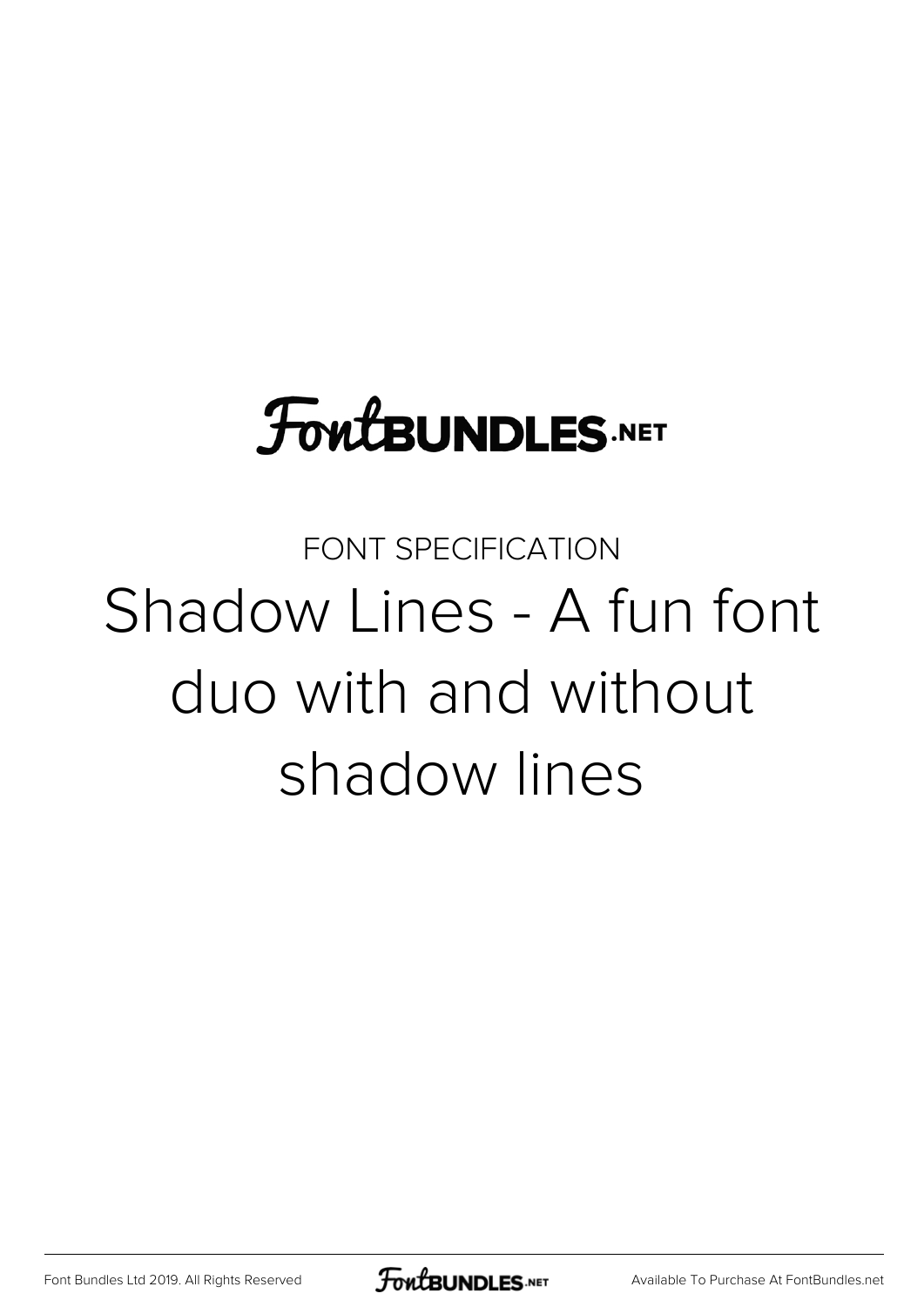FontBUNDLES.NET

FONT SPECIFICATION

# Shadow Lines - A fun font duo with and without shadow lines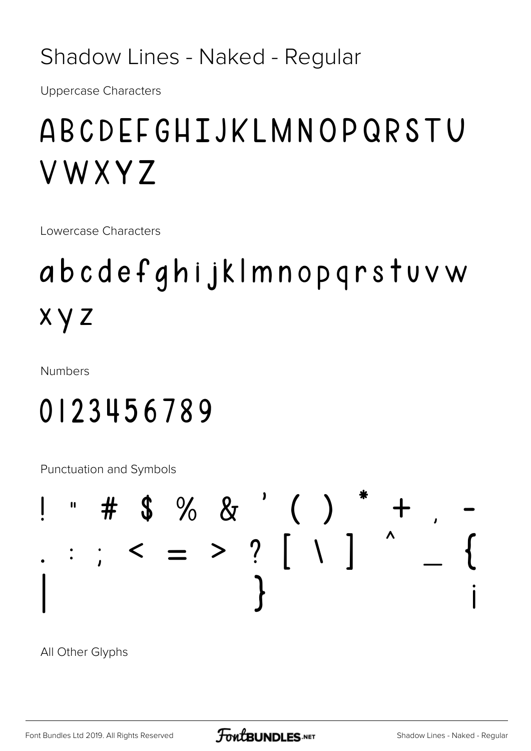# Shadow Lines - Naked - Regular

Uppercase Characters

ABCDEFGHIJKLMNOPQRSTU VWXYZ

Lowercase Characters

abcdefghijklmnopqrstuvw xyz

Numbers

0123456789

Punctuation and Symbols

! " # $ % & ' ( ) * + , - . : ; < = > ? [ \ ] ^ _ { | } ¡

All Other Glyphs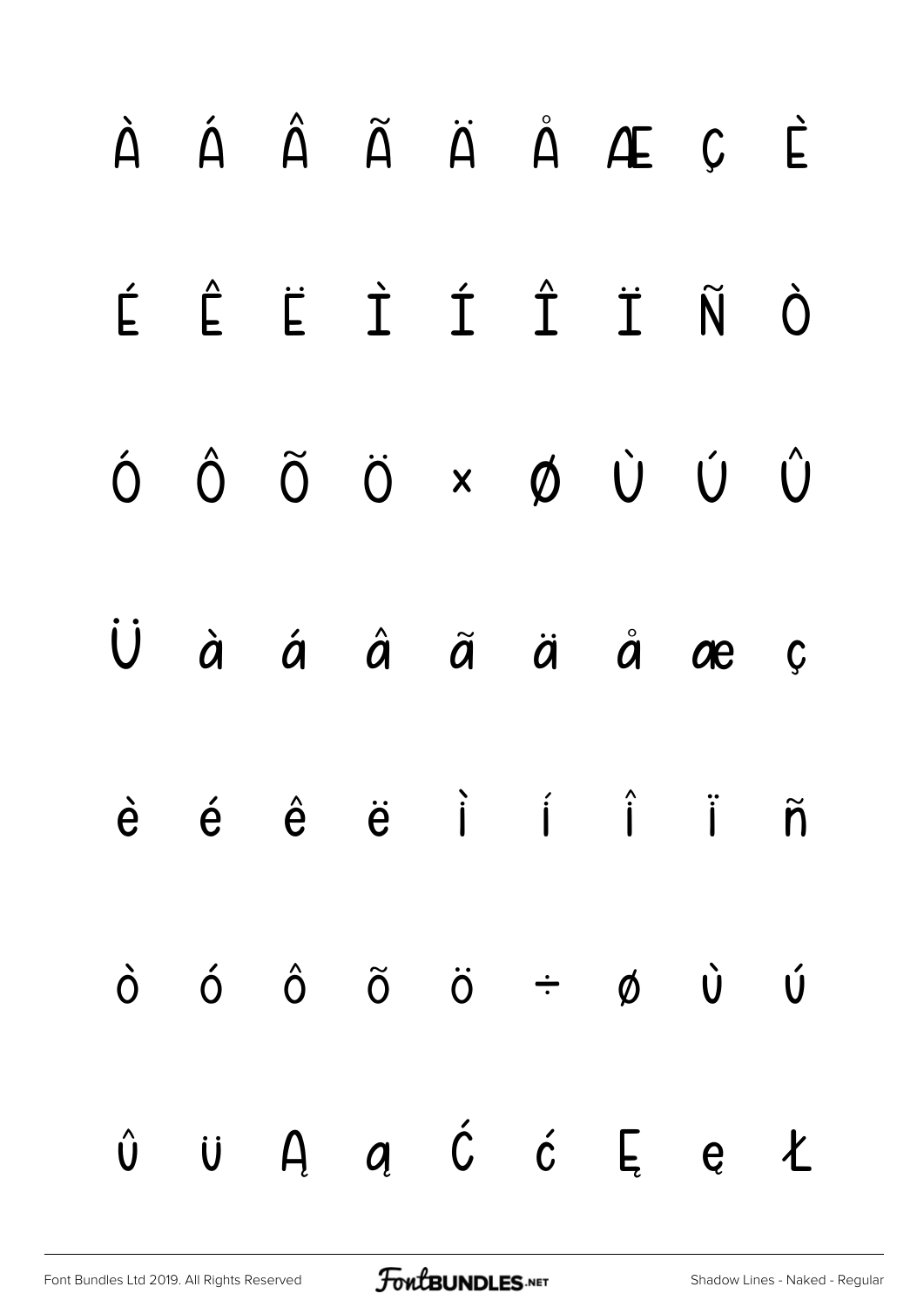À Á Â Ã Ä Å Æ Ç È

É Ê Ë Ì Í Î Ï Ñ Ò

Ó Ô Õ Ö × Ø Ù Ú Û

Ü à á â ã ä å æ ç

è é ê ë ì í î ï ñ

ò ó ô õ ö ÷ ø ù ú

û ü Ą ą Ć ć Ę ę Ł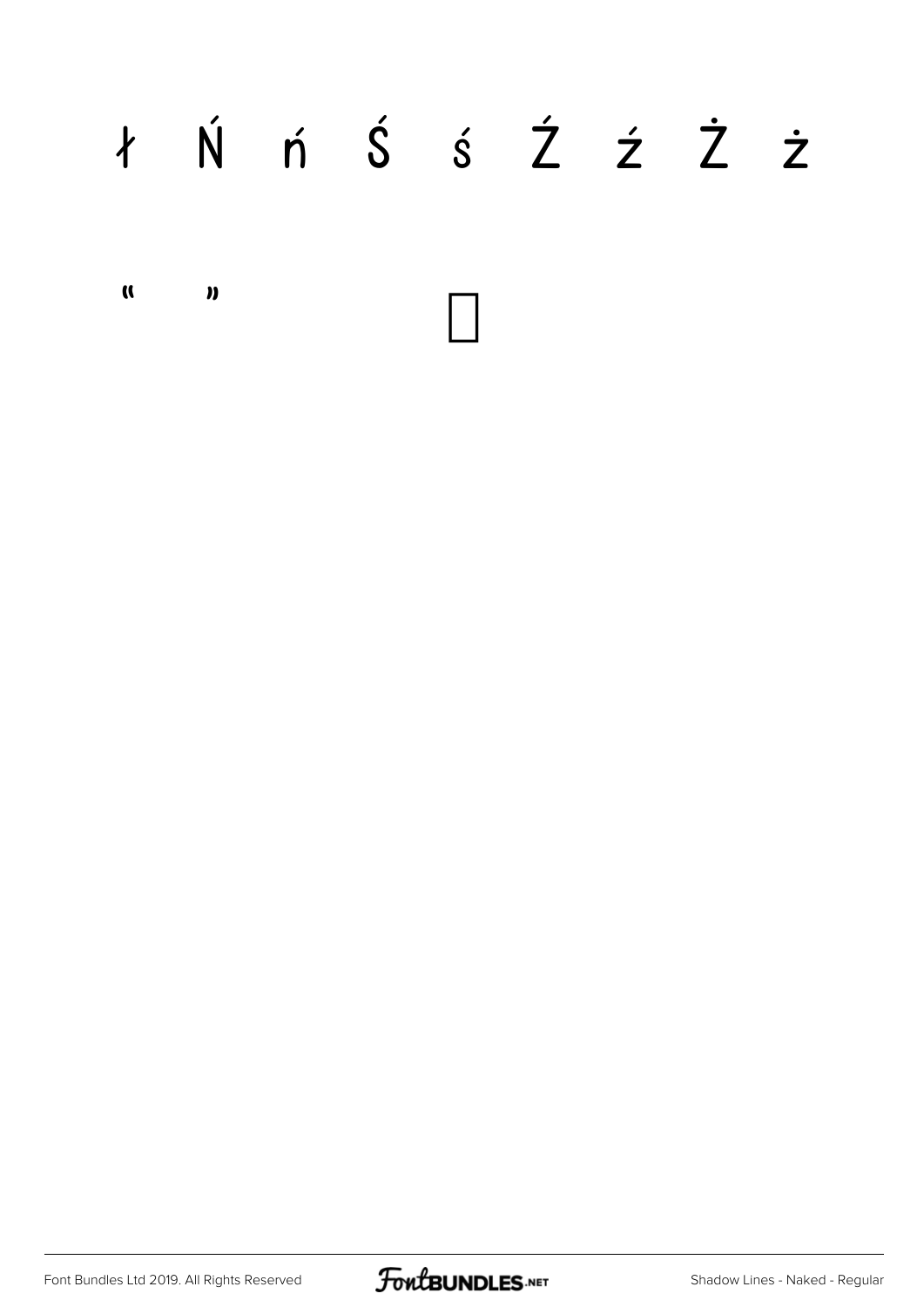ł Ń ń Ś ś Ź ź Ż ż

“ ”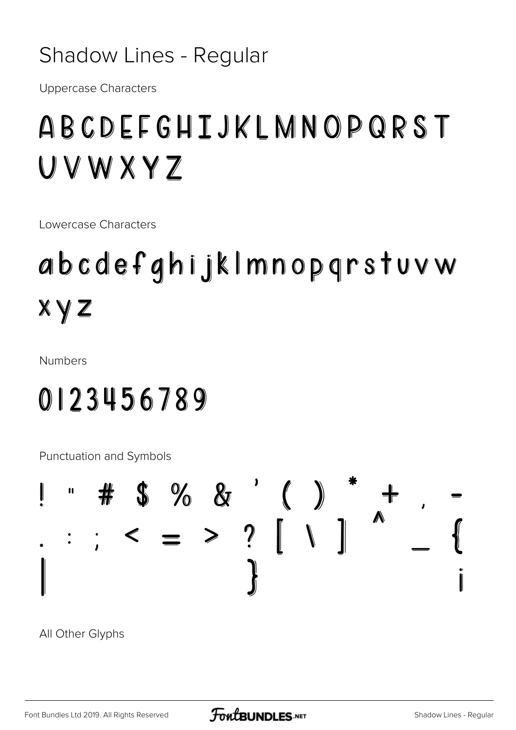# Shadow Lines - Regular

Uppercase Characters

ABCDEFGHIJKLMNOPQRST
UVWXYZ

Lowercase Characters

abcdefghijklmnopqrstuvw
xyz

Numbers

0123456789

Punctuation and Symbols

! " # $ % & ' ( ) * + , -
. : ; < = > ? [ \ ] ^ _ {
| } ¡

All Other Glyphs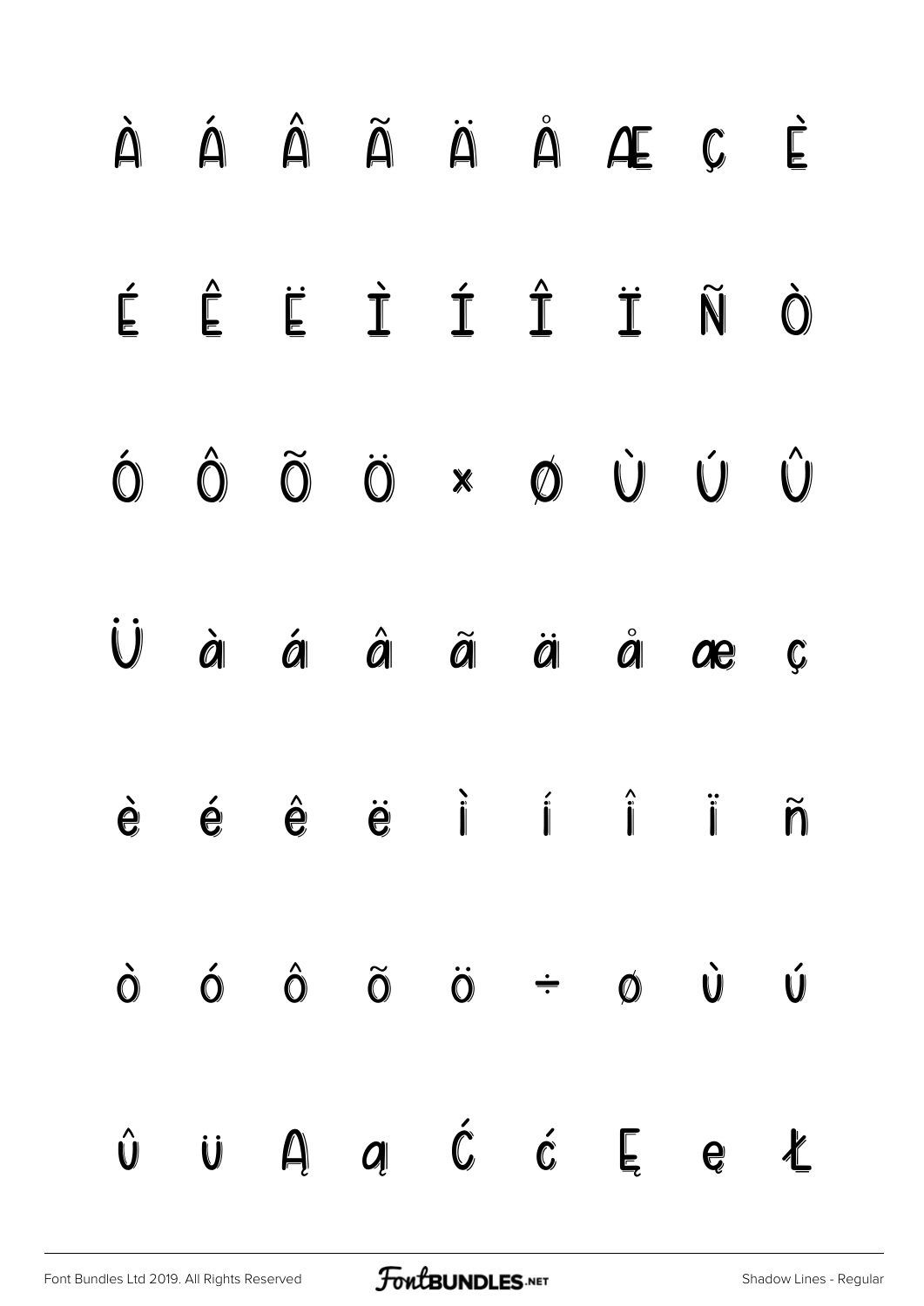À Á Â Ã Ä Å Æ Ç È

É Ê Ë Ì Í Î Ï Ñ Ò

Ó Ô Õ Ö × Ø Ù Ú Û

Ü à á â ã ä å æ ç

è é ê ë ì í î ï ñ

ò ó ô õ ö ÷ ø ù ú

û ü Ą ą Ć ć Ę ę Ł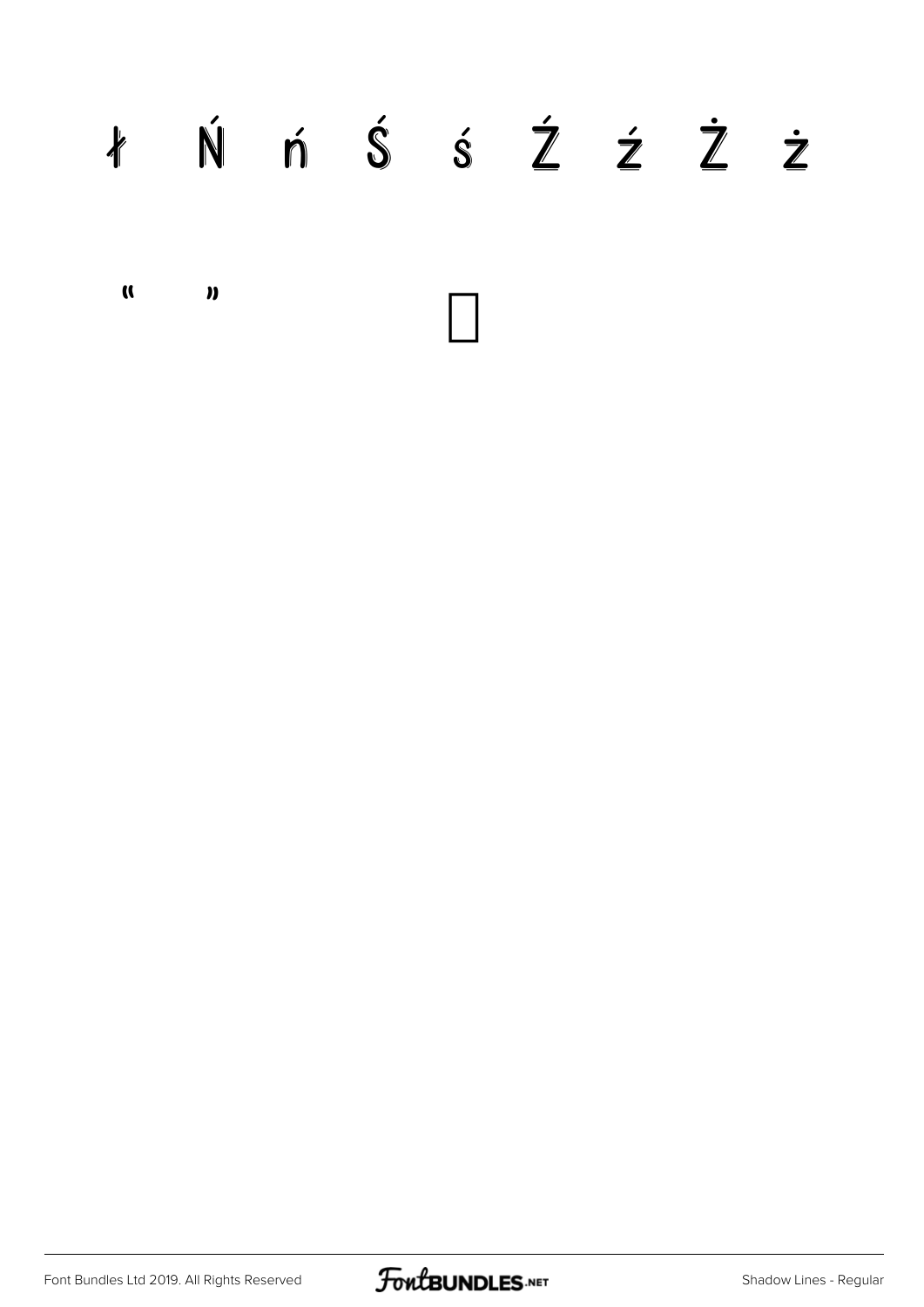ł Ń ń Ś ś Ź ź Ż ż

“ ”